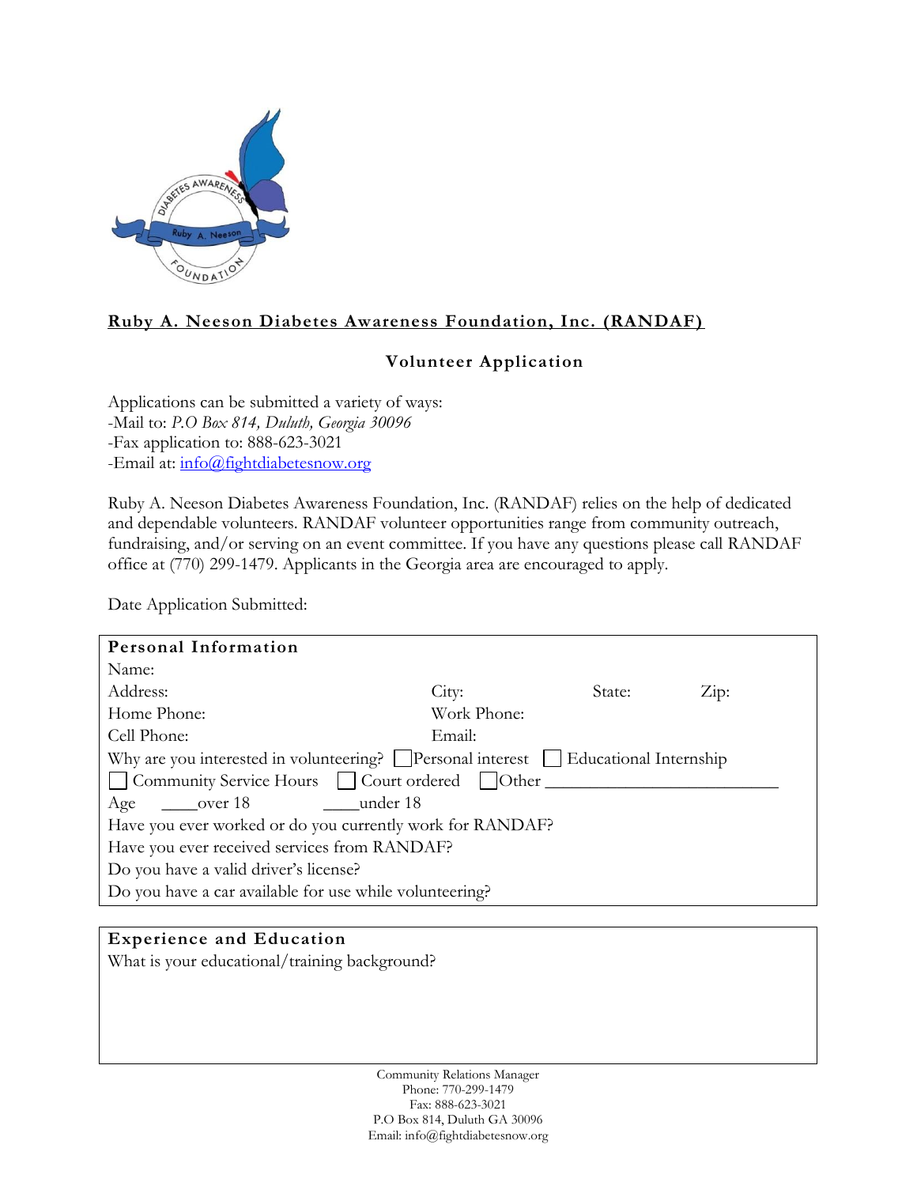**<u>Ruby A. Neeson Diabetes Awareness Foundation, Inc. (RANDAF)</u>**

## Volunteer Application

Applications can be submitted a variety of ways:
-Mail to: *P.O Box 814, Duluth, Georgia 30096*
-Fax application to: 888-623-3021
-Email at: info@fightdiabetesnow.org

Ruby A. Neeson Diabetes Awareness Foundation, Inc. (RANDAF) relies on the help of dedicated and dependable volunteers. RANDAF volunteer opportunities range from community outreach, fundraising, and/or serving on an event committee. If you have any questions please call RANDAF office at (770) 299-1479. Applicants in the Georgia area are encouraged to apply.

Date Application Submitted:

### Personal Information

Name:

Address: City: State: Zip:

Home Phone: Work Phone:

Cell Phone: Email:

Why are you interested in volunteering? ☐ Personal interest ☐ Educational Internship
☐ Community Service Hours ☐ Court ordered ☐ Other ___________________________

Age ____over 18 ____under 18

Have you ever worked or do you currently work for RANDAF?

Have you ever received services from RANDAF?

Do you have a valid driver's license?

Do you have a car available for use while volunteering?

### Experience and Education

What is your educational/training background?

Community Relations Manager
Phone: 770-299-1479
Fax: 888-623-3021
P.O Box 814, Duluth GA 30096
Email: info@fightdiabetesnow.org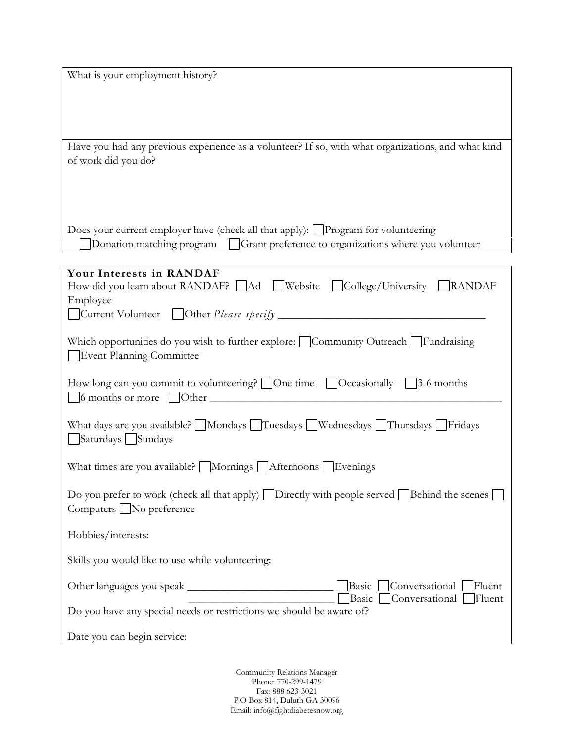What is your employment history?

Have you had any previous experience as a volunteer? If so, with what organizations, and what kind of work did you do?

Does your current employer have (check all that apply): ☐ Program for volunteering
☐ Donation matching program ☐ Grant preference to organizations where you volunteer

**Your Interests in RANDAF**

How did you learn about RANDAF? ☐ Ad ☐ Website ☐ College/University ☐ RANDAF Employee
☐ Current Volunteer ☐ Other *Please specify* ______________________________________

Which opportunities do you wish to further explore: ☐ Community Outreach ☐ Fundraising
☐ Event Planning Committee

How long can you commit to volunteering? ☐ One time ☐ Occasionally ☐ 3-6 months
☐ 6 months or more ☐ Other ______________________________________________________

What days are you available? ☐ Mondays ☐ Tuesdays ☐ Wednesdays ☐ Thursdays ☐ Fridays
☐ Saturdays ☐ Sundays

What times are you available? ☐ Mornings ☐ Afternoons ☐ Evenings

Do you prefer to work (check all that apply) ☐ Directly with people served ☐ Behind the scenes ☐ Computers ☐ No preference

Hobbies/interests:

Skills you would like to use while volunteering:

Other languages you speak ___________________________ ☐ Basic ☐ Conversational ☐ Fluent
___________________________ ☐ Basic ☐ Conversational ☐ Fluent

Do you have any special needs or restrictions we should be aware of?

Date you can begin service:

Community Relations Manager
Phone: 770-299-1479
Fax: 888-623-3021
P.O Box 814, Duluth GA 30096
Email: info@fightdiabetesnow.org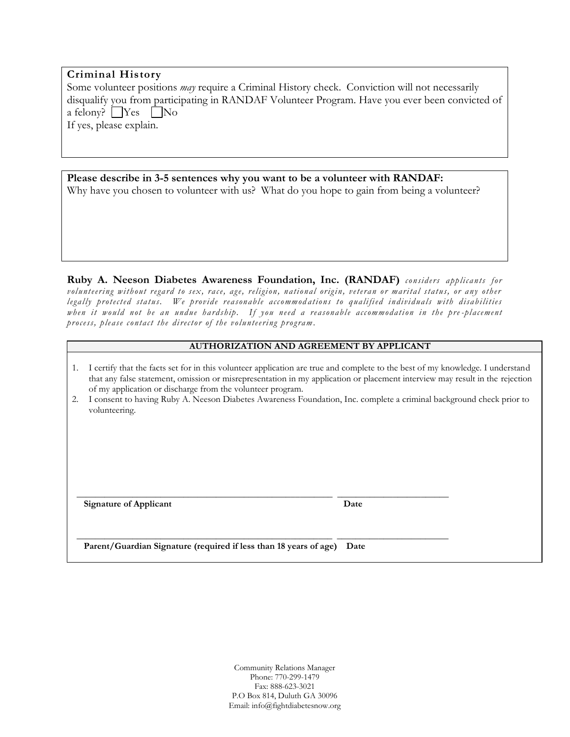**Criminal History**

Some volunteer positions *may* require a Criminal History check. Conviction will not necessarily disqualify you from participating in RANDAF Volunteer Program. Have you ever been convicted of a felony? ☐ Yes ☐ No

If yes, please explain.

**Please describe in 3-5 sentences why you want to be a volunteer with RANDAF:**

Why have you chosen to volunteer with us? What do you hope to gain from being a volunteer?

**Ruby A. Neeson Diabetes Awareness Foundation, Inc. (RANDAF)** *considers applicants for volunteering without regard to sex, race, age, religion, national origin, veteran or marital status, or any other legally protected status. We provide reasonable accommodations to qualified individuals with disabilities when it would not be an undue hardship. If you need a reasonable accommodation in the pre-placement process, please contact the director of the volunteering program.*

**AUTHORIZATION AND AGREEMENT BY APPLICANT**

1. I certify that the facts set for in this volunteer application are true and complete to the best of my knowledge. I understand that any false statement, omission or misrepresentation in my application or placement interview may result in the rejection of my application or discharge from the volunteer program.
2. I consent to having Ruby A. Neeson Diabetes Awareness Foundation, Inc. complete a criminal background check prior to volunteering.

_______________________________________________ ____________________

**Signature of Applicant** **Date**

_______________________________________________ ____________________

**Parent/Guardian Signature (required if less than 18 years of age)** **Date**

Community Relations Manager
Phone: 770-299-1479
Fax: 888-623-3021
P.O Box 814, Duluth GA 30096
Email: info@fightdiabetesnow.org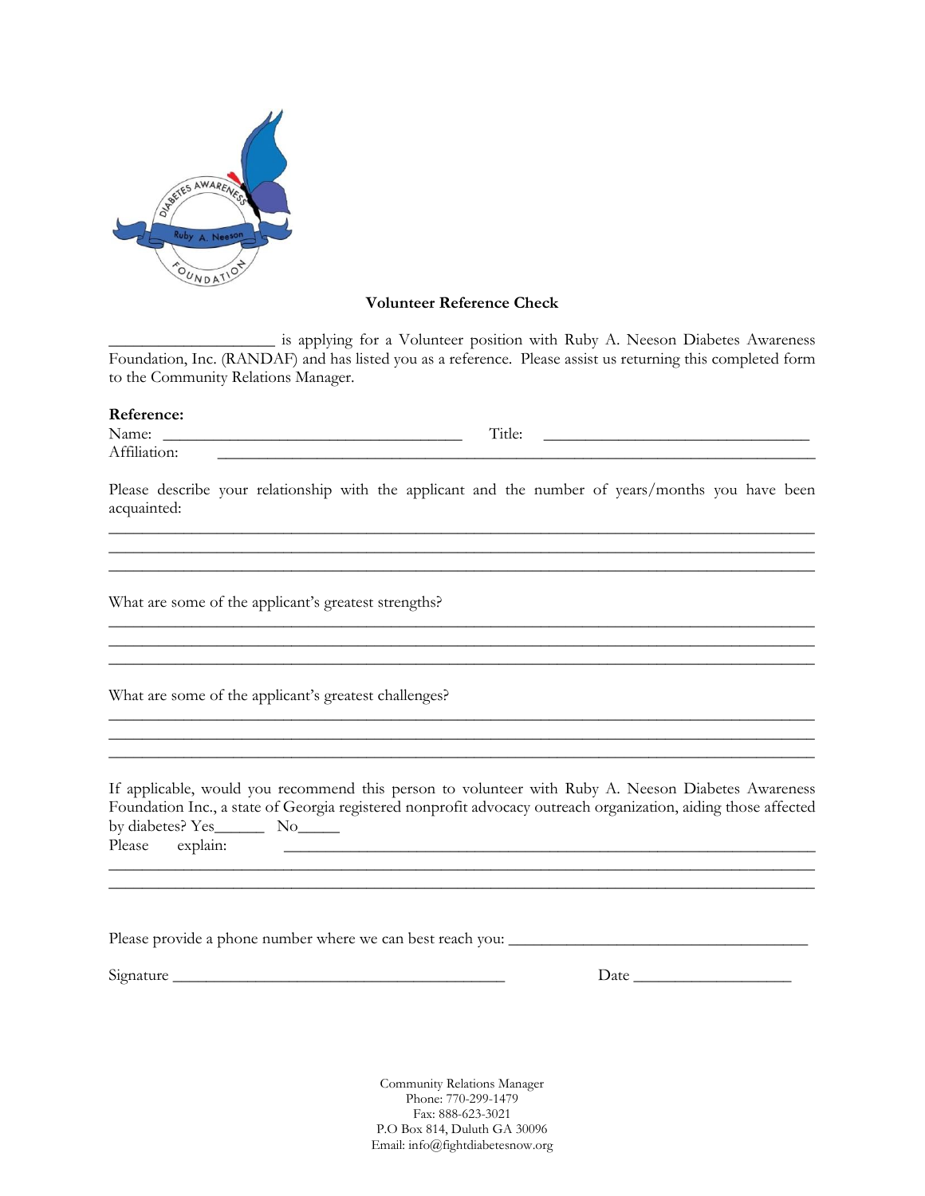**Volunteer Reference Check**

____________________ is applying for a Volunteer position with Ruby A. Neeson Diabetes Awareness Foundation, Inc. (RANDAF) and has listed you as a reference. Please assist us returning this completed form to the Community Relations Manager.

**Reference:**

Name: ____________________________________ Title: ________________________________

Affiliation: ________________________________________________________________________

Please describe your relationship with the applicant and the number of years/months you have been acquainted:

_____________________________________________________________________________________

_____________________________________________________________________________________

_____________________________________________________________________________________

What are some of the applicant's greatest strengths?

_____________________________________________________________________________________

_____________________________________________________________________________________

_____________________________________________________________________________________

What are some of the applicant's greatest challenges?

_____________________________________________________________________________________

_____________________________________________________________________________________

_____________________________________________________________________________________

If applicable, would you recommend this person to volunteer with Ruby A. Neeson Diabetes Awareness Foundation Inc., a state of Georgia registered nonprofit advocacy outreach organization, aiding those affected by diabetes? Yes______ No_____

Please explain: _______________________________________________________________

_____________________________________________________________________________________

_____________________________________________________________________________________

Please provide a phone number where we can best reach you: ____________________________________

Signature ________________________________________ Date ___________________

Community Relations Manager
Phone: 770-299-1479
Fax: 888-623-3021
P.O Box 814, Duluth GA 30096
Email: info@fightdiabetesnow.org